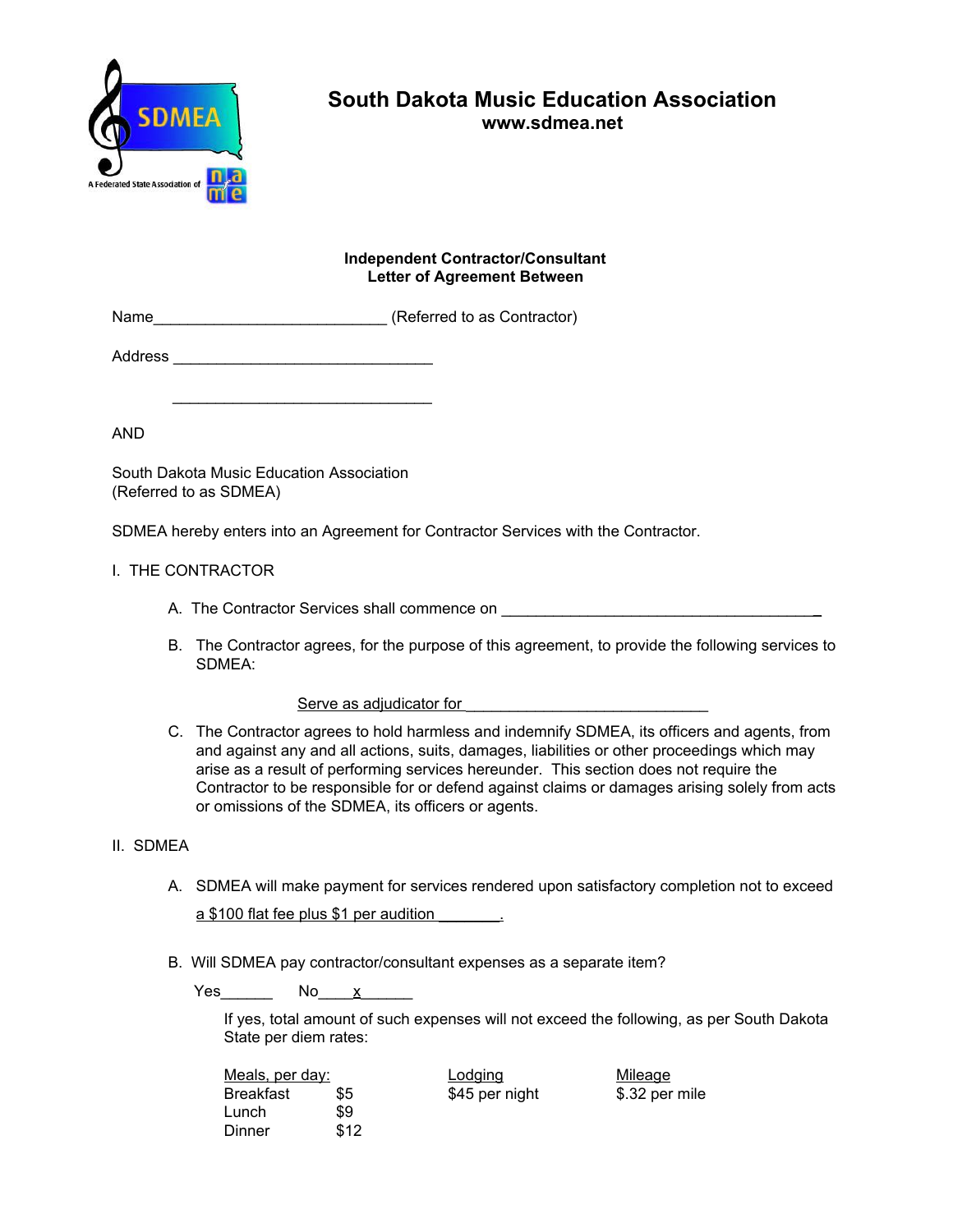# South Dakota Music Education Association

**www.sdmea.net**

**Independent Contractor/Consultant**
**Letter of Agreement Between**

Name___________________________ (Referred to as Contractor)

Address ______________________________

______________________________

AND

South Dakota Music Education Association
(Referred to as SDMEA)

SDMEA hereby enters into an Agreement for Contractor Services with the Contractor.

I. THE CONTRACTOR

A. The Contractor Services shall commence on ______________________________________

B. The Contractor agrees, for the purpose of this agreement, to provide the following services to SDMEA:

Serve as adjudicator for ____________________________

C. The Contractor agrees to hold harmless and indemnify SDMEA, its officers and agents, from and against any and all actions, suits, damages, liabilities or other proceedings which may arise as a result of performing services hereunder. This section does not require the Contractor to be responsible for or defend against claims or damages arising solely from acts or omissions of the SDMEA, its officers or agents.

II. SDMEA

A. SDMEA will make payment for services rendered upon satisfactory completion not to exceed

a $100 flat fee plus $1 per audition _______.

B. Will SDMEA pay contractor/consultant expenses as a separate item?

Yes______ No____x______

If yes, total amount of such expenses will not exceed the following, as per South Dakota State per diem rates:

| Meals, per day: | | Lodging | Mileage |
|---|---|---|---|
| Breakfast | $5 | $45 per night | $.32 per mile |
| Lunch | $9 | | |
| Dinner | $12 | | |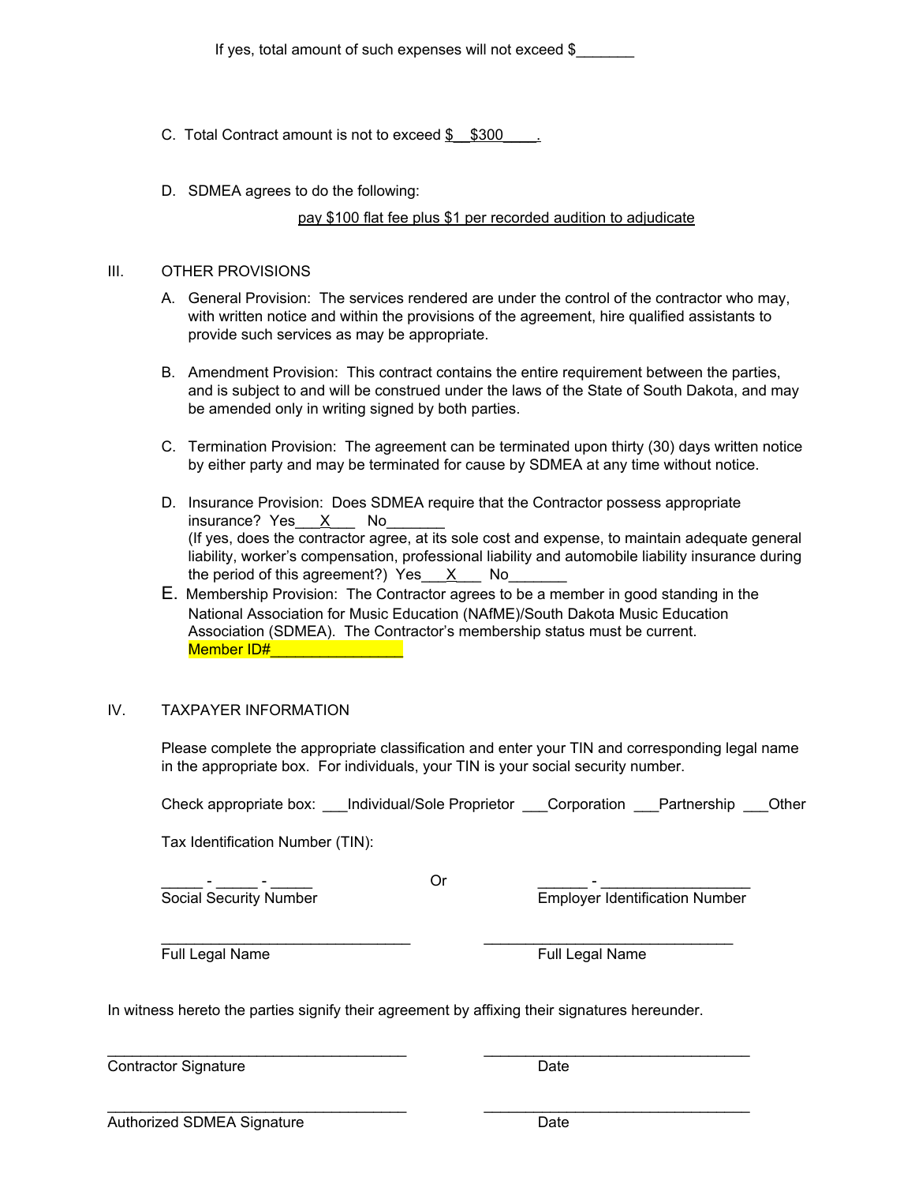If yes, total amount of such expenses will not exceed $_______

C. Total Contract amount is not to exceed $__$300____.

D. SDMEA agrees to do the following:

pay $100 flat fee plus $1 per recorded audition to adjudicate

III. OTHER PROVISIONS

A. General Provision: The services rendered are under the control of the contractor who may, with written notice and within the provisions of the agreement, hire qualified assistants to provide such services as may be appropriate.

B. Amendment Provision: This contract contains the entire requirement between the parties, and is subject to and will be construed under the laws of the State of South Dakota, and may be amended only in writing signed by both parties.

C. Termination Provision: The agreement can be terminated upon thirty (30) days written notice by either party and may be terminated for cause by SDMEA at any time without notice.

D. Insurance Provision: Does SDMEA require that the Contractor possess appropriate insurance? Yes___X___ No_______
(If yes, does the contractor agree, at its sole cost and expense, to maintain adequate general liability, worker's compensation, professional liability and automobile liability insurance during the period of this agreement?) Yes___X___ No_______

E. Membership Provision: The Contractor agrees to be a member in good standing in the National Association for Music Education (NAfME)/South Dakota Music Education Association (SDMEA). The Contractor's membership status must be current.
Member ID#________________

IV. TAXPAYER INFORMATION

Please complete the appropriate classification and enter your TIN and corresponding legal name in the appropriate box. For individuals, your TIN is your social security number.

Check appropriate box: ___Individual/Sole Proprietor ___Corporation ___Partnership ___Other

Tax Identification Number (TIN):

_____ - _____ - _____
Social Security Number

Or

______ - _________________
Employer Identification Number

______________________________
Full Legal Name

______________________________
Full Legal Name

In witness hereto the parties signify their agreement by affixing their signatures hereunder.

____________________________________
Contractor Signature

________________________________
Date

____________________________________
Authorized SDMEA Signature

________________________________
Date